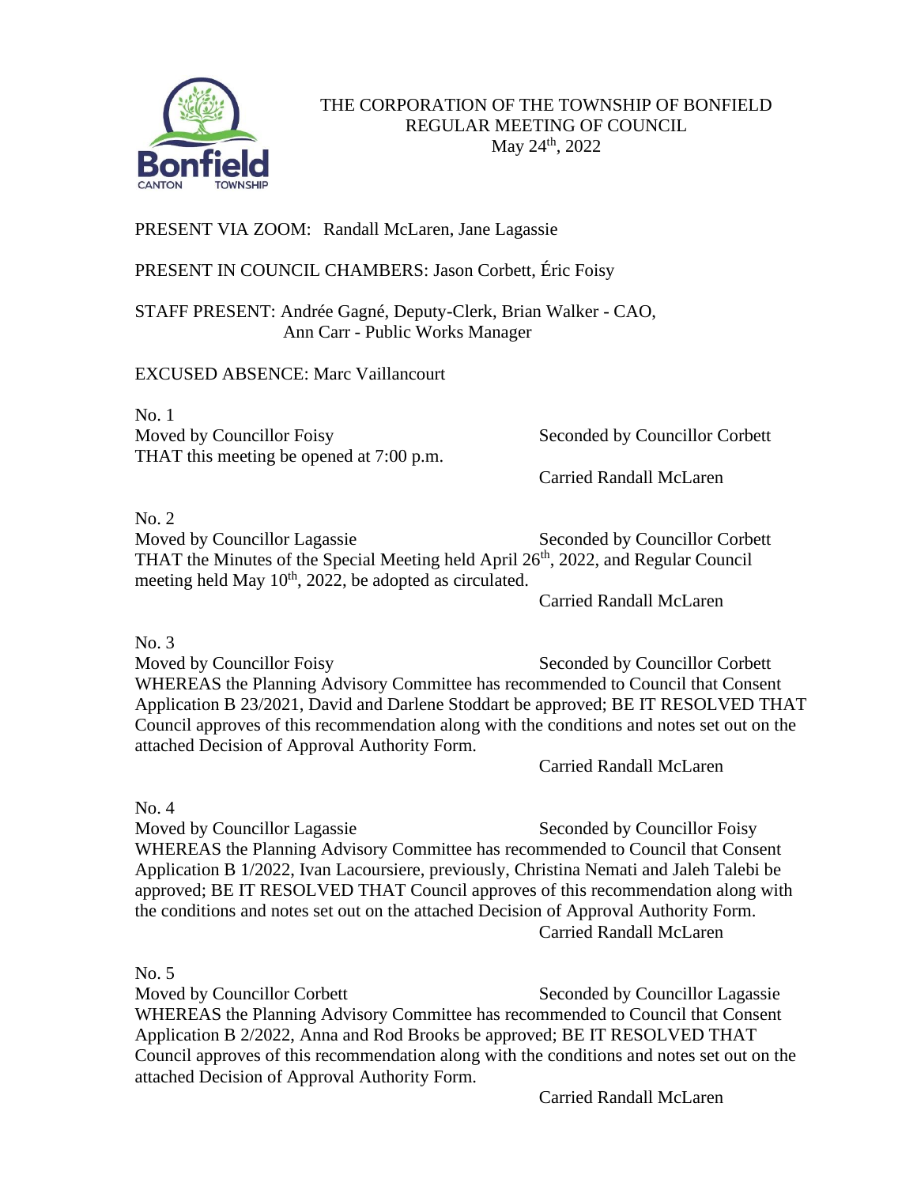THE CORPORATION OF THE TOWNSHIP OF BONFIELD
REGULAR MEETING OF COUNCIL
May 24th, 2022

PRESENT VIA ZOOM: Randall McLaren, Jane Lagassie

PRESENT IN COUNCIL CHAMBERS: Jason Corbett, Éric Foisy

STAFF PRESENT: Andrée Gagné, Deputy-Clerk, Brian Walker - CAO, Ann Carr - Public Works Manager

EXCUSED ABSENCE: Marc Vaillancourt

No. 1
Moved by Councillor Foisy Seconded by Councillor Corbett
THAT this meeting be opened at 7:00 p.m.

Carried Randall McLaren

No. 2
Moved by Councillor Lagassie Seconded by Councillor Corbett
THAT the Minutes of the Special Meeting held April 26th, 2022, and Regular Council meeting held May 10th, 2022, be adopted as circulated.

Carried Randall McLaren

No. 3
Moved by Councillor Foisy Seconded by Councillor Corbett
WHEREAS the Planning Advisory Committee has recommended to Council that Consent Application B 23/2021, David and Darlene Stoddart be approved; BE IT RESOLVED THAT Council approves of this recommendation along with the conditions and notes set out on the attached Decision of Approval Authority Form.

Carried Randall McLaren

No. 4
Moved by Councillor Lagassie Seconded by Councillor Foisy
WHEREAS the Planning Advisory Committee has recommended to Council that Consent Application B 1/2022, Ivan Lacoursiere, previously, Christina Nemati and Jaleh Talebi be approved; BE IT RESOLVED THAT Council approves of this recommendation along with the conditions and notes set out on the attached Decision of Approval Authority Form.

Carried Randall McLaren

No. 5
Moved by Councillor Corbett Seconded by Councillor Lagassie
WHEREAS the Planning Advisory Committee has recommended to Council that Consent Application B 2/2022, Anna and Rod Brooks be approved; BE IT RESOLVED THAT Council approves of this recommendation along with the conditions and notes set out on the attached Decision of Approval Authority Form.

Carried Randall McLaren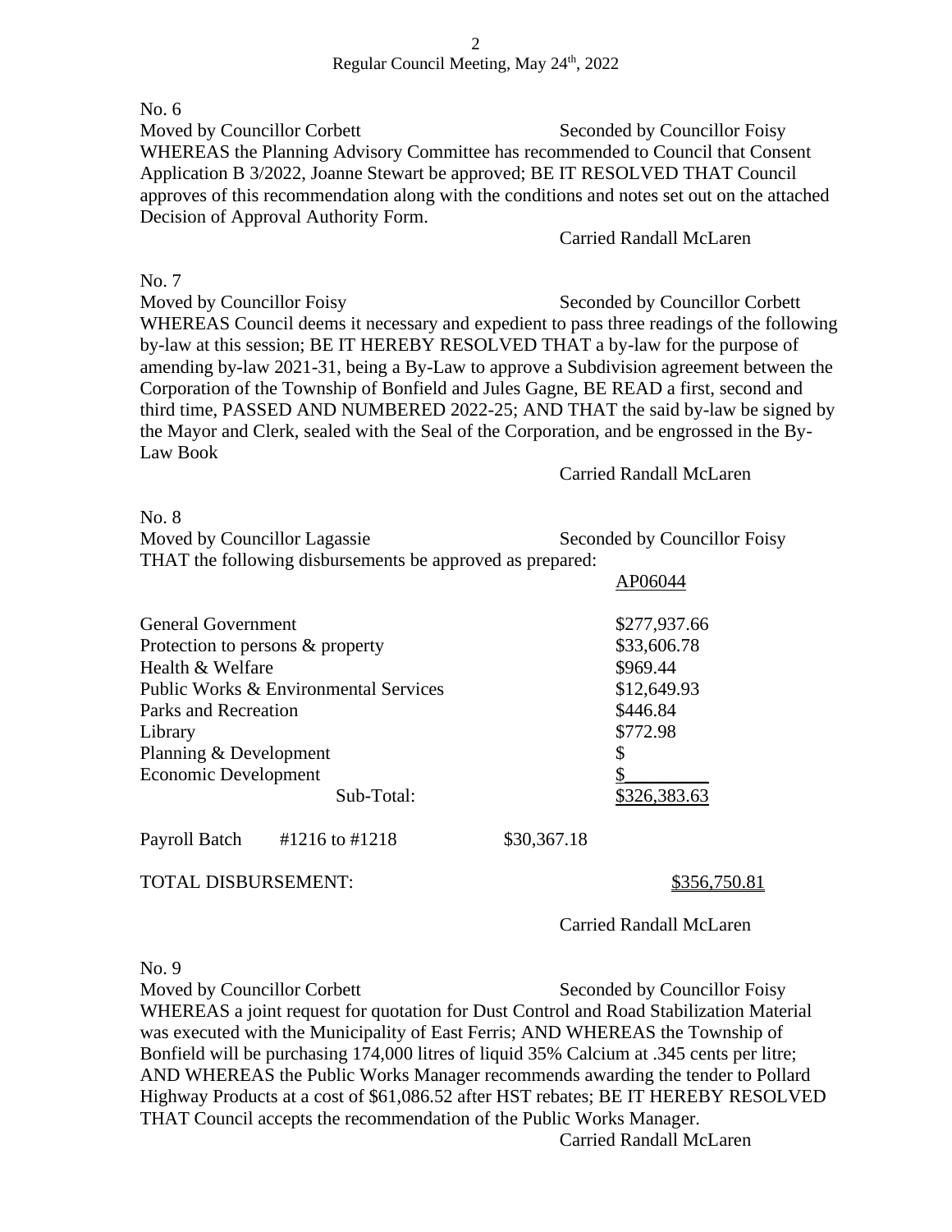No. 6

Moved by Councillor Corbett Seconded by Councillor Foisy

WHEREAS the Planning Advisory Committee has recommended to Council that Consent Application B 3/2022, Joanne Stewart be approved; BE IT RESOLVED THAT Council approves of this recommendation along with the conditions and notes set out on the attached Decision of Approval Authority Form.

Carried Randall McLaren

No. 7

Moved by Councillor Foisy Seconded by Councillor Corbett

WHEREAS Council deems it necessary and expedient to pass three readings of the following by-law at this session; BE IT HEREBY RESOLVED THAT a by-law for the purpose of amending by-law 2021-31, being a By-Law to approve a Subdivision agreement between the Corporation of the Township of Bonfield and Jules Gagne, BE READ a first, second and third time, PASSED AND NUMBERED 2022-25; AND THAT the said by-law be signed by the Mayor and Clerk, sealed with the Seal of the Corporation, and be engrossed in the By-Law Book

Carried Randall McLaren

No. 8

Moved by Councillor Lagassie Seconded by Councillor Foisy

THAT the following disbursements be approved as prepared:

| | | AP06044 |
|---|---|---|
| General Government | | $277,937.66 |
| Protection to persons & property | | $33,606.78 |
| Health & Welfare | | $969.44 |
| Public Works & Environmental Services | | $12,649.93 |
| Parks and Recreation | | $446.84 |
| Library | | $772.98 |
| Planning & Development | | $ |
| Economic Development | | $ |
| Sub-Total: | | $326,383.63 |
| Payroll Batch #1216 to #1218 | $30,367.18 | |
| TOTAL DISBURSEMENT: | | $356,750.81 |

Carried Randall McLaren

No. 9

Moved by Councillor Corbett Seconded by Councillor Foisy

WHEREAS a joint request for quotation for Dust Control and Road Stabilization Material was executed with the Municipality of East Ferris; AND WHEREAS the Township of Bonfield will be purchasing 174,000 litres of liquid 35% Calcium at .345 cents per litre; AND WHEREAS the Public Works Manager recommends awarding the tender to Pollard Highway Products at a cost of $61,086.52 after HST rebates; BE IT HEREBY RESOLVED THAT Council accepts the recommendation of the Public Works Manager.

Carried Randall McLaren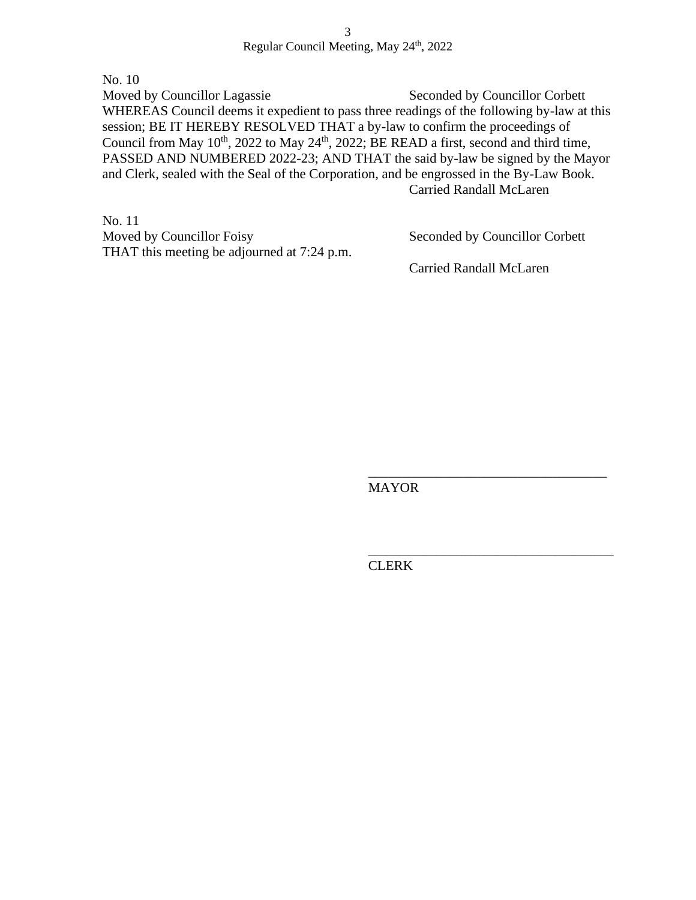No. 10

Moved by Councillor Lagassie Seconded by Councillor Corbett

WHEREAS Council deems it expedient to pass three readings of the following by-law at this session; BE IT HEREBY RESOLVED THAT a by-law to confirm the proceedings of Council from May 10th, 2022 to May 24th, 2022; BE READ a first, second and third time, PASSED AND NUMBERED 2022-23; AND THAT the said by-law be signed by the Mayor and Clerk, sealed with the Seal of the Corporation, and be engrossed in the By-Law Book.

Carried Randall McLaren

No. 11

Moved by Councillor Foisy Seconded by Councillor Corbett

THAT this meeting be adjourned at 7:24 p.m.

Carried Randall McLaren

\_\_\_\_\_\_\_\_\_\_\_\_\_\_\_\_\_\_\_\_\_\_\_\_\_\_\_\_\_\_\_\_\_\_\_

MAYOR

\_\_\_\_\_\_\_\_\_\_\_\_\_\_\_\_\_\_\_\_\_\_\_\_\_\_\_\_\_\_\_\_\_\_\_

CLERK